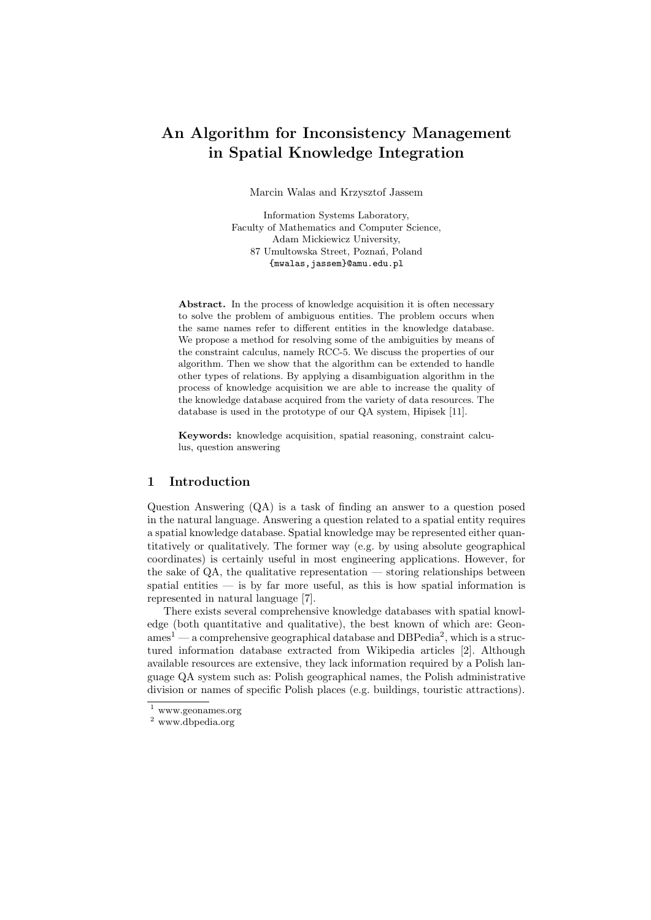# An Algorithm for Inconsistency Management in Spatial Knowledge Integration

Marcin Walas and Krzysztof Jassem

Information Systems Laboratory,
Faculty of Mathematics and Computer Science,
Adam Mickiewicz University,
87 Umultowska Street, Poznań, Poland
{mwalas,jassem}@amu.edu.pl

**Abstract.** In the process of knowledge acquisition it is often necessary to solve the problem of ambiguous entities. The problem occurs when the same names refer to different entities in the knowledge database. We propose a method for resolving some of the ambiguities by means of the constraint calculus, namely RCC-5. We discuss the properties of our algorithm. Then we show that the algorithm can be extended to handle other types of relations. By applying a disambiguation algorithm in the process of knowledge acquisition we are able to increase the quality of the knowledge database acquired from the variety of data resources. The database is used in the prototype of our QA system, Hipisek [11].

**Keywords:** knowledge acquisition, spatial reasoning, constraint calculus, question answering

## 1 Introduction

Question Answering (QA) is a task of finding an answer to a question posed in the natural language. Answering a question related to a spatial entity requires a spatial knowledge database. Spatial knowledge may be represented either quantitatively or qualitatively. The former way (e.g. by using absolute geographical coordinates) is certainly useful in most engineering applications. However, for the sake of QA, the qualitative representation — storing relationships between spatial entities — is by far more useful, as this is how spatial information is represented in natural language [7].

There exists several comprehensive knowledge databases with spatial knowledge (both quantitative and qualitative), the best known of which are: Geonames[1] — a comprehensive geographical database and DBPedia[2], which is a structured information database extracted from Wikipedia articles [2]. Although available resources are extensive, they lack information required by a Polish language QA system such as: Polish geographical names, the Polish administrative division or names of specific Polish places (e.g. buildings, touristic attractions).

[1] www.geonames.org

[2] www.dbpedia.org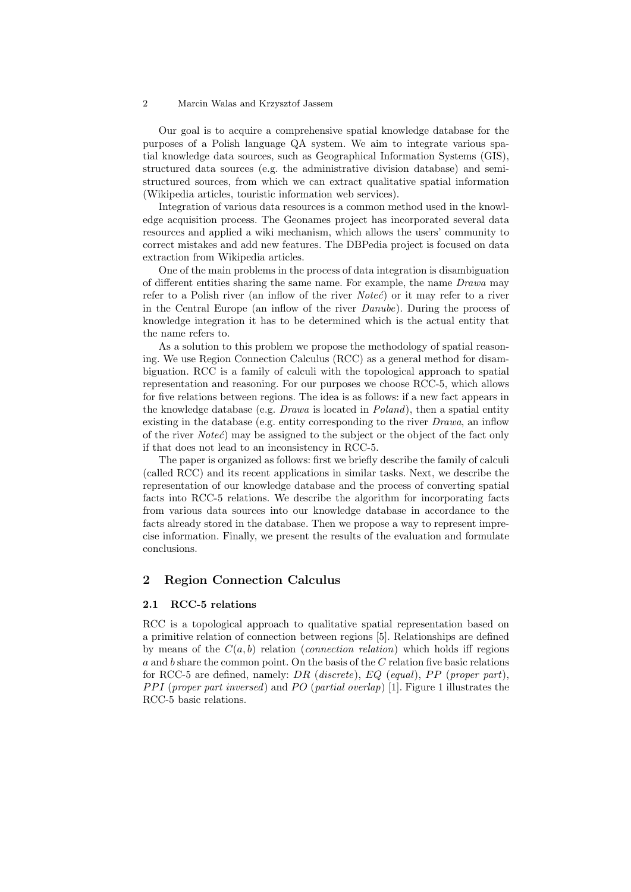Our goal is to acquire a comprehensive spatial knowledge database for the purposes of a Polish language QA system. We aim to integrate various spatial knowledge data sources, such as Geographical Information Systems (GIS), structured data sources (e.g. the administrative division database) and semi-structured sources, from which we can extract qualitative spatial information (Wikipedia articles, touristic information web services).

Integration of various data resources is a common method used in the knowledge acquisition process. The Geonames project has incorporated several data resources and applied a wiki mechanism, which allows the users' community to correct mistakes and add new features. The DBPedia project is focused on data extraction from Wikipedia articles.

One of the main problems in the process of data integration is disambiguation of different entities sharing the same name. For example, the name *Drawa* may refer to a Polish river (an inflow of the river *Noteć*) or it may refer to a river in the Central Europe (an inflow of the river *Danube*). During the process of knowledge integration it has to be determined which is the actual entity that the name refers to.

As a solution to this problem we propose the methodology of spatial reasoning. We use Region Connection Calculus (RCC) as a general method for disambiguation. RCC is a family of calculi with the topological approach to spatial representation and reasoning. For our purposes we choose RCC-5, which allows for five relations between regions. The idea is as follows: if a new fact appears in the knowledge database (e.g. *Drawa* is located in *Poland*), then a spatial entity existing in the database (e.g. entity corresponding to the river *Drawa*, an inflow of the river *Noteć*) may be assigned to the subject or the object of the fact only if that does not lead to an inconsistency in RCC-5.

The paper is organized as follows: first we briefly describe the family of calculi (called RCC) and its recent applications in similar tasks. Next, we describe the representation of our knowledge database and the process of converting spatial facts into RCC-5 relations. We describe the algorithm for incorporating facts from various data sources into our knowledge database in accordance to the facts already stored in the database. Then we propose a way to represent imprecise information. Finally, we present the results of the evaluation and formulate conclusions.

## 2 Region Connection Calculus

### 2.1 RCC-5 relations

RCC is a topological approach to qualitative spatial representation based on a primitive relation of connection between regions [5]. Relationships are defined by means of the $C(a, b)$ relation (*connection relation*) which holds iff regions $a$ and $b$ share the common point. On the basis of the $C$ relation five basic relations for RCC-5 are defined, namely: $DR$ (*discrete*), $EQ$ (*equal*), $PP$ (*proper part*), $PPI$ (*proper part inversed*) and $PO$ (*partial overlap*) [1]. Figure 1 illustrates the RCC-5 basic relations.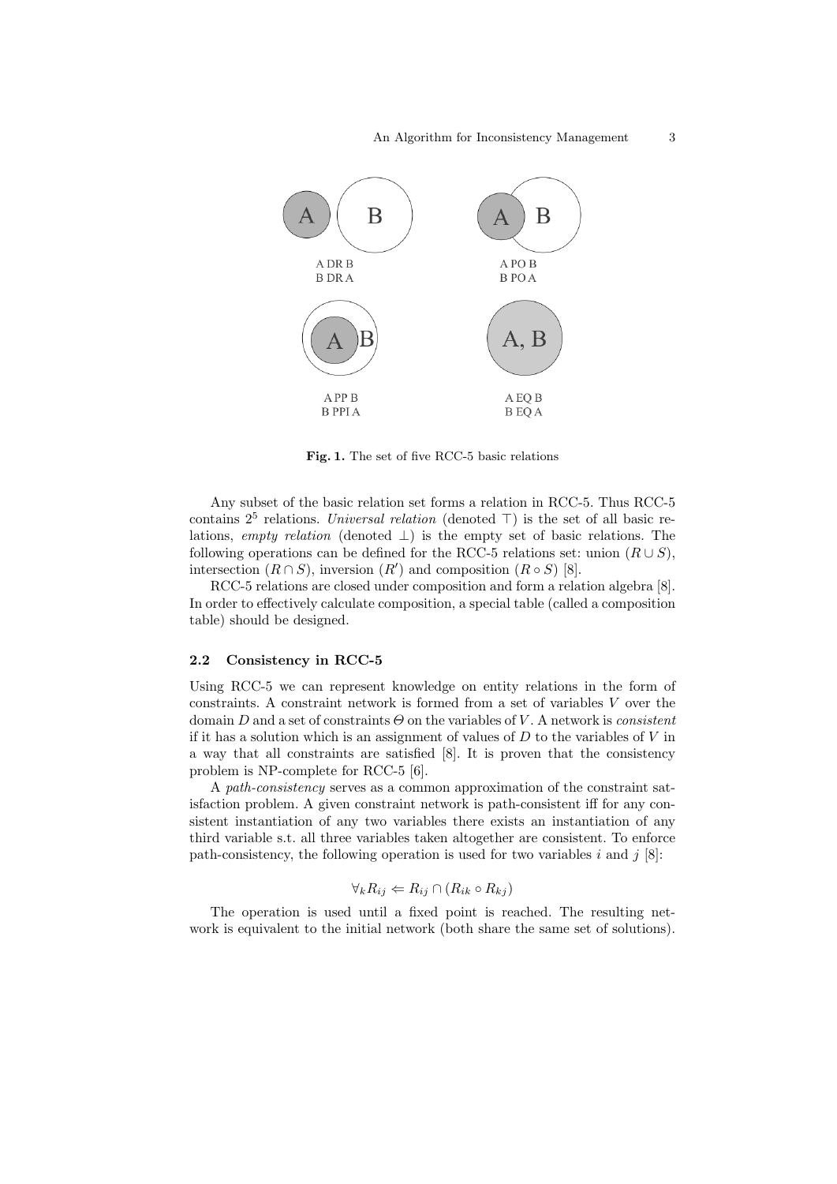A DR B
B DR A

A PO B
B PO A

A PP B
B PPI A

A EQ B
B EQ A

**Fig. 1.** The set of five RCC-5 basic relations

Any subset of the basic relation set forms a relation in RCC-5. Thus RCC-5 contains $2^5$ relations. *Universal relation* (denoted $\top$) is the set of all basic relations, *empty relation* (denoted $\bot$) is the empty set of basic relations. The following operations can be defined for the RCC-5 relations set: union ($R \cup S$), intersection ($R \cap S$), inversion ($R'$) and composition ($R \circ S$) [8].

RCC-5 relations are closed under composition and form a relation algebra [8]. In order to effectively calculate composition, a special table (called a composition table) should be designed.

### 2.2 Consistency in RCC-5

Using RCC-5 we can represent knowledge on entity relations in the form of constraints. A constraint network is formed from a set of variables $V$ over the domain $D$ and a set of constraints $\Theta$ on the variables of $V$. A network is *consistent* if it has a solution which is an assignment of values of $D$ to the variables of $V$ in a way that all constraints are satisfied [8]. It is proven that the consistency problem is NP-complete for RCC-5 [6].

A *path-consistency* serves as a common approximation of the constraint satisfaction problem. A given constraint network is path-consistent iff for any consistent instantiation of any two variables there exists an instantiation of any third variable s.t. all three variables taken altogether are consistent. To enforce path-consistency, the following operation is used for two variables $i$ and $j$ [8]:

$$\forall_k R_{ij} \Leftarrow R_{ij} \cap (R_{ik} \circ R_{kj})$$

The operation is used until a fixed point is reached. The resulting network is equivalent to the initial network (both share the same set of solutions).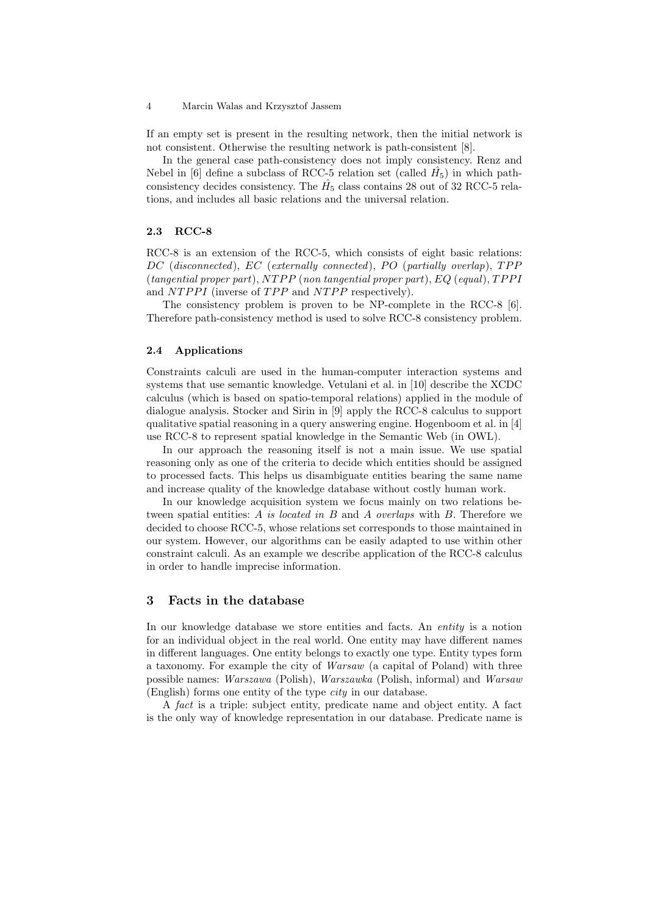If an empty set is present in the resulting network, then the initial network is not consistent. Otherwise the resulting network is path-consistent [8].

In the general case path-consistency does not imply consistency. Renz and Nebel in [6] define a subclass of RCC-5 relation set (called $\hat{H_5}$) in which path-consistency decides consistency. The $\hat{H_5}$ class contains 28 out of 32 RCC-5 relations, and includes all basic relations and the universal relation.

### 2.3 RCC-8

RCC-8 is an extension of the RCC-5, which consists of eight basic relations: $DC$ (*disconnected*), $EC$ (*externally connected*), $PO$ (*partially overlap*), $TPP$ (*tangential proper part*), $NTPP$ (*non tangential proper part*), $EQ$ (*equal*), $TPPI$ and $NTPPI$ (inverse of $TPP$ and $NTPP$ respectively).

The consistency problem is proven to be NP-complete in the RCC-8 [6]. Therefore path-consistency method is used to solve RCC-8 consistency problem.

### 2.4 Applications

Constraints calculi are used in the human-computer interaction systems and systems that use semantic knowledge. Vetulani et al. in [10] describe the XCDC calculus (which is based on spatio-temporal relations) applied in the module of dialogue analysis. Stocker and Sirin in [9] apply the RCC-8 calculus to support qualitative spatial reasoning in a query answering engine. Hogenboom et al. in [4] use RCC-8 to represent spatial knowledge in the Semantic Web (in OWL).

In our approach the reasoning itself is not a main issue. We use spatial reasoning only as one of the criteria to decide which entities should be assigned to processed facts. This helps us disambiguate entities bearing the same name and increase quality of the knowledge database without costly human work.

In our knowledge acquisition system we focus mainly on two relations between spatial entities: $A$ *is located in* $B$ and $A$ *overlaps* with $B$. Therefore we decided to choose RCC-5, whose relations set corresponds to those maintained in our system. However, our algorithms can be easily adapted to use within other constraint calculi. As an example we describe application of the RCC-8 calculus in order to handle imprecise information.

## 3 Facts in the database

In our knowledge database we store entities and facts. An *entity* is a notion for an individual object in the real world. One entity may have different names in different languages. One entity belongs to exactly one type. Entity types form a taxonomy. For example the city of *Warsaw* (a capital of Poland) with three possible names: *Warszawa* (Polish), *Warszawka* (Polish, informal) and *Warsaw* (English) forms one entity of the type *city* in our database.

A *fact* is a triple: subject entity, predicate name and object entity. A fact is the only way of knowledge representation in our database. Predicate name is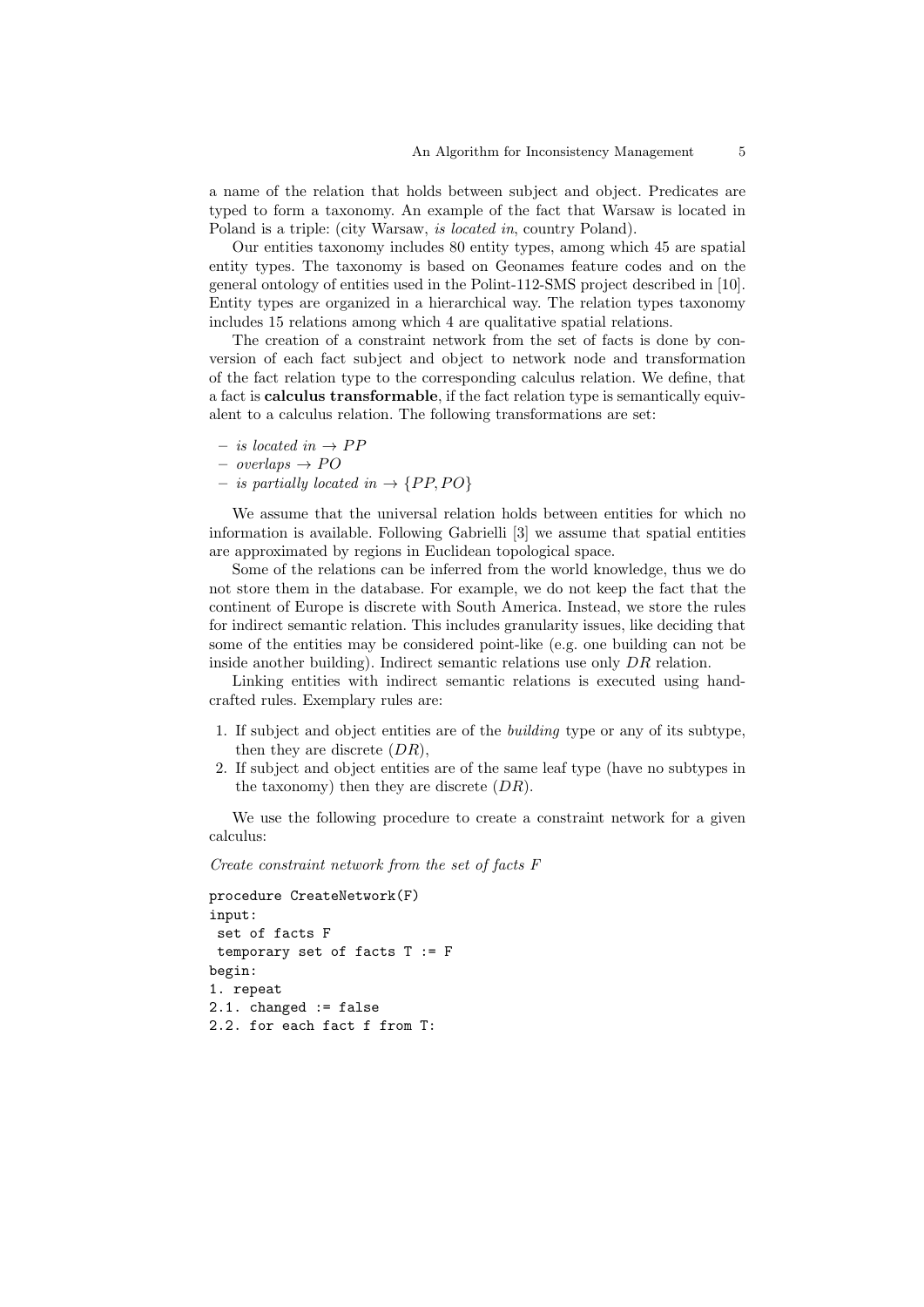a name of the relation that holds between subject and object. Predicates are typed to form a taxonomy. An example of the fact that Warsaw is located in Poland is a triple: (city Warsaw, *is located in*, country Poland).

Our entities taxonomy includes 80 entity types, among which 45 are spatial entity types. The taxonomy is based on Geonames feature codes and on the general ontology of entities used in the Polint-112-SMS project described in [10]. Entity types are organized in a hierarchical way. The relation types taxonomy includes 15 relations among which 4 are qualitative spatial relations.

The creation of a constraint network from the set of facts is done by conversion of each fact subject and object to network node and transformation of the fact relation type to the corresponding calculus relation. We define, that a fact is **calculus transformable**, if the fact relation type is semantically equivalent to a calculus relation. The following transformations are set:

- *is located in* $\rightarrow PP$
- *overlaps* $\rightarrow PO$
- *is partially located in* $\rightarrow \{PP, PO\}$

We assume that the universal relation holds between entities for which no information is available. Following Gabrielli [3] we assume that spatial entities are approximated by regions in Euclidean topological space.

Some of the relations can be inferred from the world knowledge, thus we do not store them in the database. For example, we do not keep the fact that the continent of Europe is discrete with South America. Instead, we store the rules for indirect semantic relation. This includes granularity issues, like deciding that some of the entities may be considered point-like (e.g. one building can not be inside another building). Indirect semantic relations use only $DR$ relation.

Linking entities with indirect semantic relations is executed using handcrafted rules. Exemplary rules are:

1. If subject and object entities are of the *building* type or any of its subtype, then they are discrete ($DR$),
2. If subject and object entities are of the same leaf type (have no subtypes in the taxonomy) then they are discrete ($DR$).

We use the following procedure to create a constraint network for a given calculus:

*Create constraint network from the set of facts F*

```
procedure CreateNetwork(F)
input:
 set of facts F
 temporary set of facts T := F
begin:
1. repeat
2.1. changed := false
2.2. for each fact f from T:
```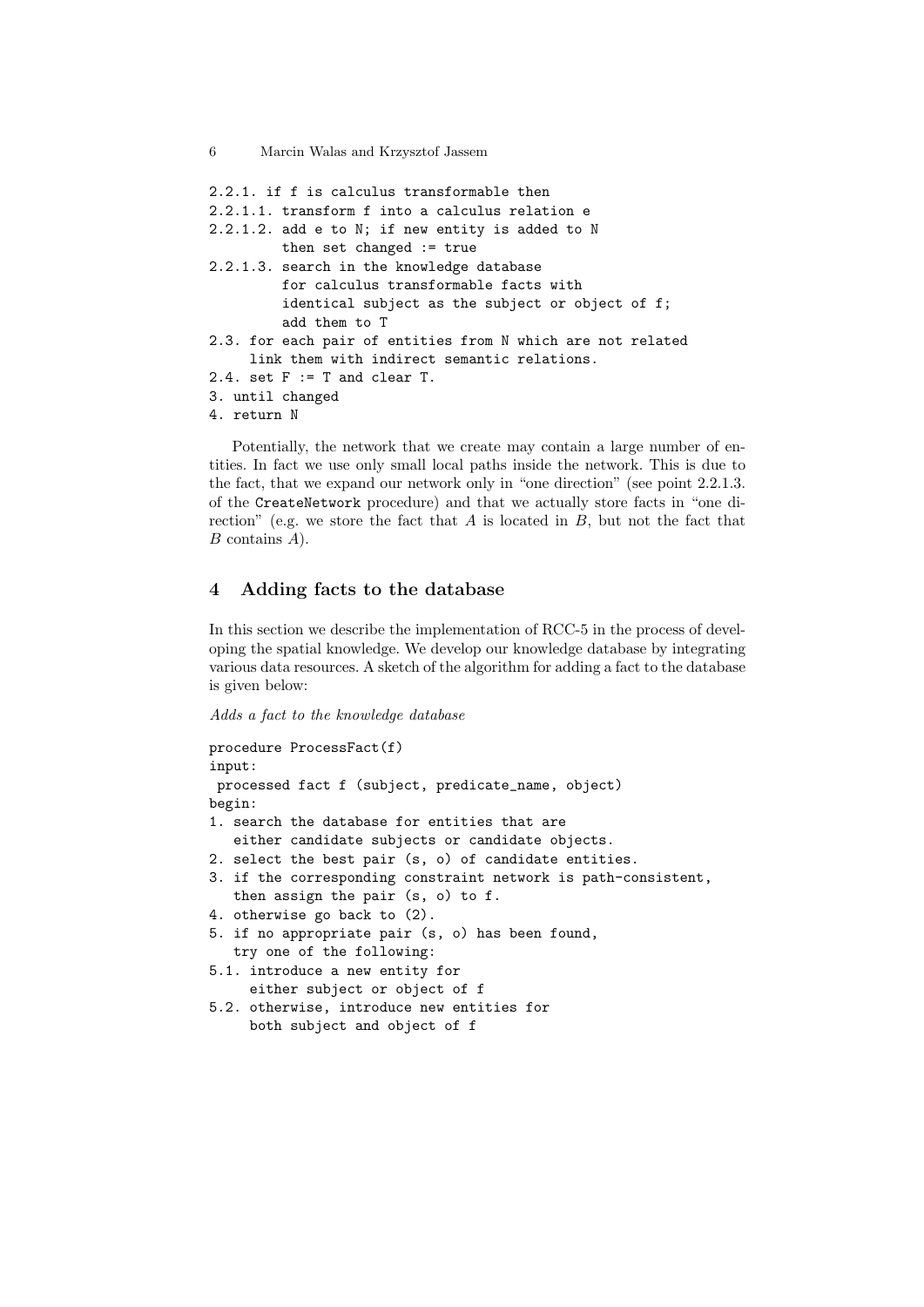```
2.2.1. if f is calculus transformable then
2.2.1.1. transform f into a calculus relation e
2.2.1.2. add e to N; if new entity is added to N
         then set changed := true
2.2.1.3. search in the knowledge database
         for calculus transformable facts with
         identical subject as the subject or object of f;
         add them to T
2.3. for each pair of entities from N which are not related
     link them with indirect semantic relations.
2.4. set F := T and clear T.
3. until changed
4. return N
```

Potentially, the network that we create may contain a large number of entities. In fact we use only small local paths inside the network. This is due to the fact, that we expand our network only in "one direction" (see point 2.2.1.3. of the `CreateNetwork` procedure) and that we actually store facts in "one direction" (e.g. we store the fact that $A$ is located in $B$, but not the fact that $B$ contains $A$).

## 4 Adding facts to the database

In this section we describe the implementation of RCC-5 in the process of developing the spatial knowledge. We develop our knowledge database by integrating various data resources. A sketch of the algorithm for adding a fact to the database is given below:

*Adds a fact to the knowledge database*

```
procedure ProcessFact(f)
input:
 processed fact f (subject, predicate_name, object)
begin:
1. search the database for entities that are
   either candidate subjects or candidate objects.
2. select the best pair (s, o) of candidate entities.
3. if the corresponding constraint network is path-consistent,
   then assign the pair (s, o) to f.
4. otherwise go back to (2).
5. if no appropriate pair (s, o) has been found,
   try one of the following:
5.1. introduce a new entity for
     either subject or object of f
5.2. otherwise, introduce new entities for
     both subject and object of f
```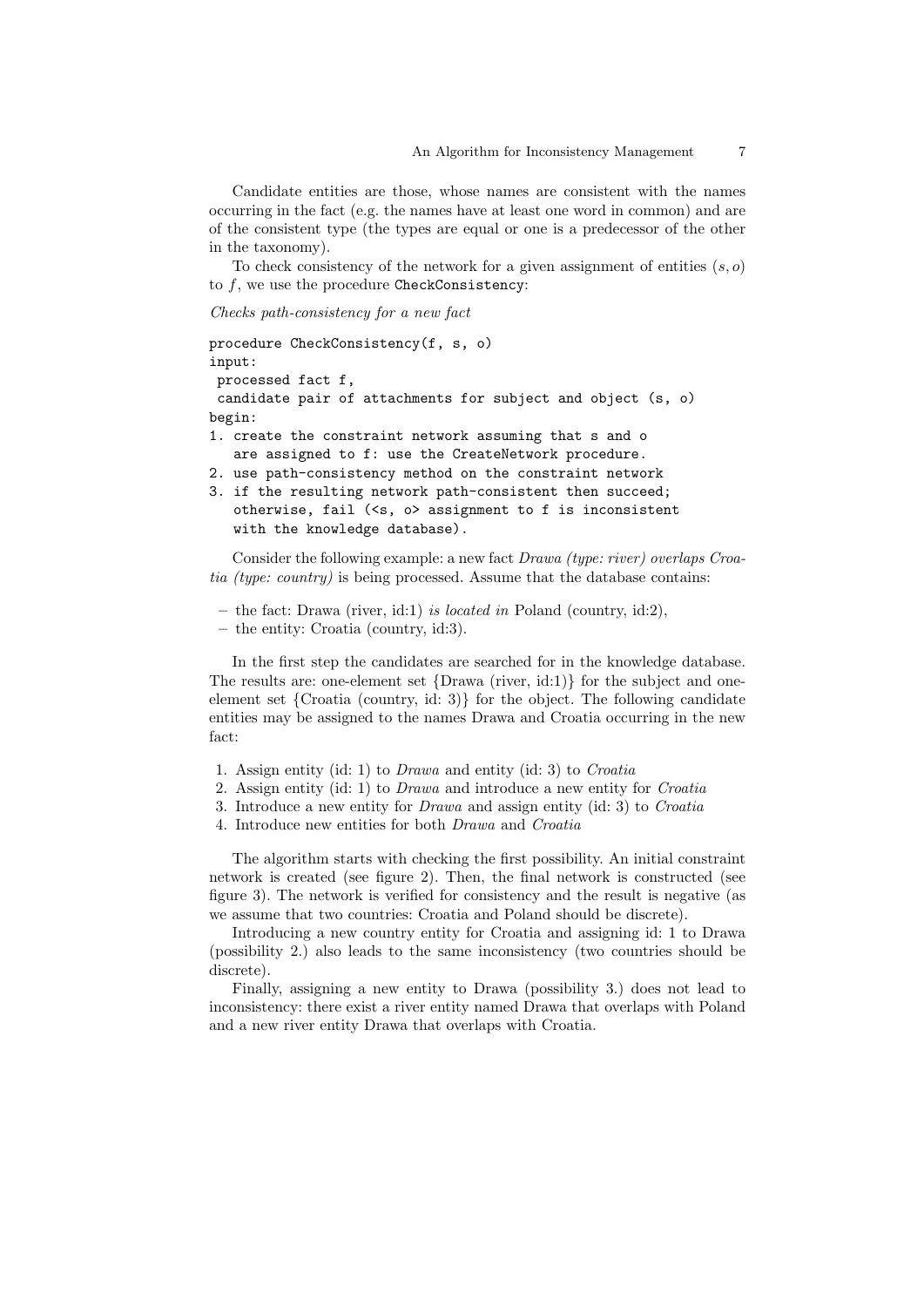Candidate entities are those, whose names are consistent with the names occurring in the fact (e.g. the names have at least one word in common) and are of the consistent type (the types are equal or one is a predecessor of the other in the taxonomy).

To check consistency of the network for a given assignment of entities $(s, o)$ to $f$, we use the procedure `CheckConsistency`:

*Checks path-consistency for a new fact*

```
procedure CheckConsistency(f, s, o)
input:
 processed fact f,
 candidate pair of attachments for subject and object (s, o)
begin:
1. create the constraint network assuming that s and o
   are assigned to f: use the CreateNetwork procedure.
2. use path-consistency method on the constraint network
3. if the resulting network path-consistent then succeed;
   otherwise, fail (<s, o> assignment to f is inconsistent
   with the knowledge database).
```

Consider the following example: a new fact *Drawa (type: river) overlaps Croatia (type: country)* is being processed. Assume that the database contains:

- the fact: Drawa (river, id:1) *is located in* Poland (country, id:2),
- the entity: Croatia (country, id:3).

In the first step the candidates are searched for in the knowledge database. The results are: one-element set {Drawa (river, id:1)} for the subject and one-element set {Croatia (country, id: 3)} for the object. The following candidate entities may be assigned to the names Drawa and Croatia occurring in the new fact:

1. Assign entity (id: 1) to *Drawa* and entity (id: 3) to *Croatia*
2. Assign entity (id: 1) to *Drawa* and introduce a new entity for *Croatia*
3. Introduce a new entity for *Drawa* and assign entity (id: 3) to *Croatia*
4. Introduce new entities for both *Drawa* and *Croatia*

The algorithm starts with checking the first possibility. An initial constraint network is created (see figure 2). Then, the final network is constructed (see figure 3). The network is verified for consistency and the result is negative (as we assume that two countries: Croatia and Poland should be discrete).

Introducing a new country entity for Croatia and assigning id: 1 to Drawa (possibility 2.) also leads to the same inconsistency (two countries should be discrete).

Finally, assigning a new entity to Drawa (possibility 3.) does not lead to inconsistency: there exist a river entity named Drawa that overlaps with Poland and a new river entity Drawa that overlaps with Croatia.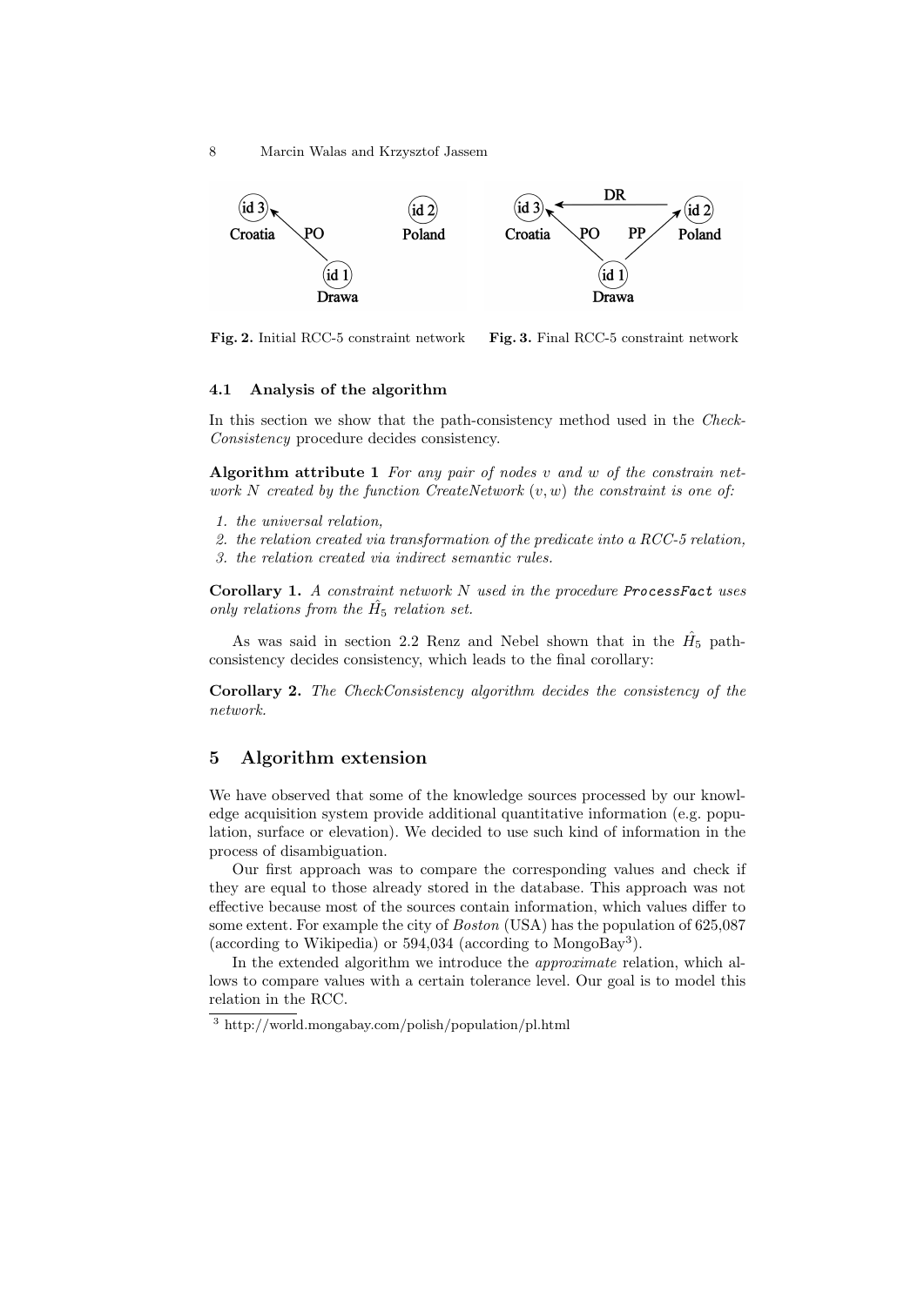**Fig. 2.** Initial RCC-5 constraint network

**Fig. 3.** Final RCC-5 constraint network

### 4.1 Analysis of the algorithm

In this section we show that the path-consistency method used in the *Check-Consistency* procedure decides consistency.

**Algorithm attribute 1** *For any pair of nodes v and w of the constrain network N created by the function CreateNetwork (v, w) the constraint is one of:*

1. *the universal relation,*
2. *the relation created via transformation of the predicate into a RCC-5 relation,*
3. *the relation created via indirect semantic rules.*

**Corollary 1.** *A constraint network N used in the procedure* `ProcessFact` *uses only relations from the $\hat{H}_5$ relation set.*

As was said in section 2.2 Renz and Nebel shown that in the $\hat{H}_5$ path-consistency decides consistency, which leads to the final corollary:

**Corollary 2.** *The CheckConsistency algorithm decides the consistency of the network.*

## 5 Algorithm extension

We have observed that some of the knowledge sources processed by our knowledge acquisition system provide additional quantitative information (e.g. population, surface or elevation). We decided to use such kind of information in the process of disambiguation.

Our first approach was to compare the corresponding values and check if they are equal to those already stored in the database. This approach was not effective because most of the sources contain information, which values differ to some extent. For example the city of *Boston* (USA) has the population of 625,087 (according to Wikipedia) or 594,034 (according to MongoBay[3]).

In the extended algorithm we introduce the *approximate* relation, which allows to compare values with a certain tolerance level. Our goal is to model this relation in the RCC.

[3] http://world.mongabay.com/polish/population/pl.html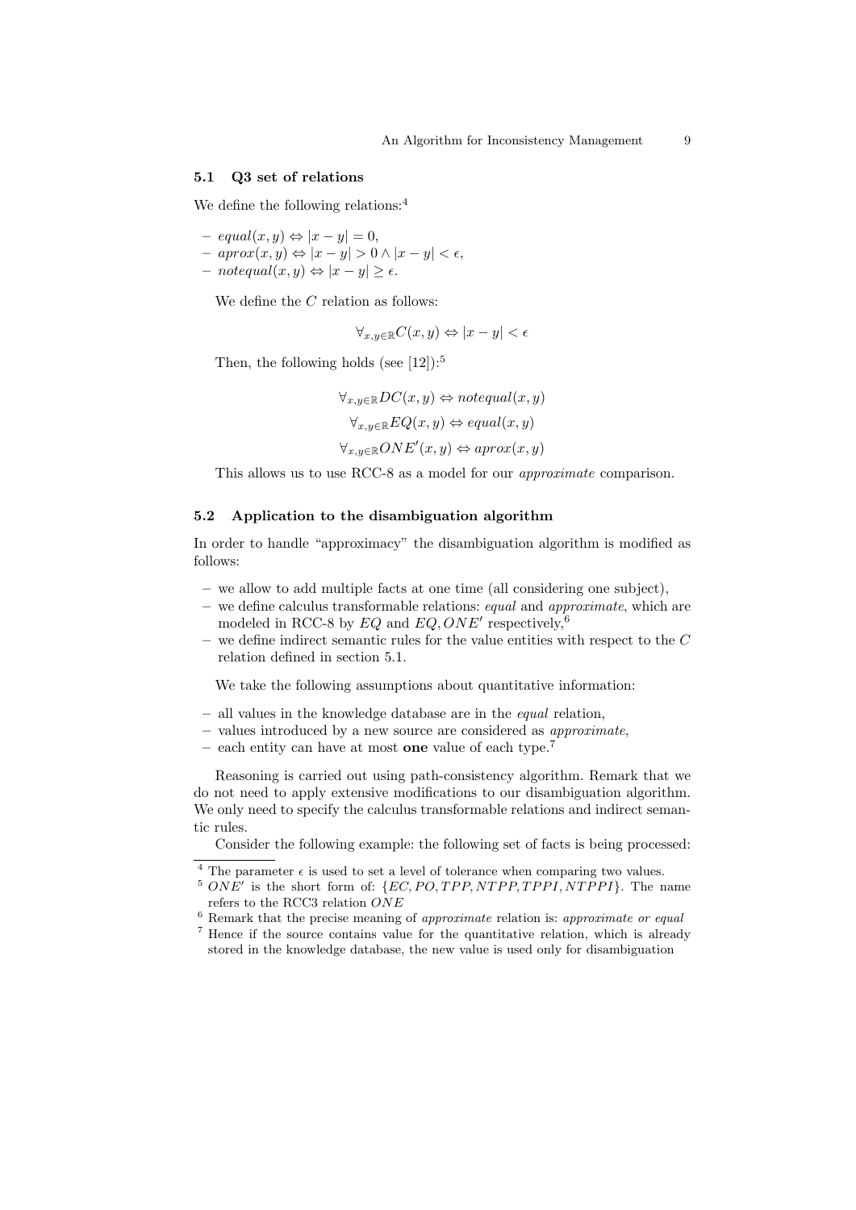### 5.1 Q3 set of relations

We define the following relations:[4]

- $equal(x, y) \Leftrightarrow |x - y| = 0$,
- $aprox(x, y) \Leftrightarrow |x - y| > 0 \wedge |x - y| < \epsilon$,
- $notequal(x, y) \Leftrightarrow |x - y| \geq \epsilon$.

We define the $C$ relation as follows:

$$\forall_{x,y \in \mathbb{R}} C(x, y) \Leftrightarrow |x - y| < \epsilon$$

Then, the following holds (see [12]):[5]

$$\forall_{x,y \in \mathbb{R}} DC(x, y) \Leftrightarrow notequal(x, y)$$

$$\forall_{x,y \in \mathbb{R}} EQ(x, y) \Leftrightarrow equal(x, y)$$

$$\forall_{x,y \in \mathbb{R}} ONE'(x, y) \Leftrightarrow aprox(x, y)$$

This allows us to use RCC-8 as a model for our *approximate* comparison.

### 5.2 Application to the disambiguation algorithm

In order to handle "approximacy" the disambiguation algorithm is modified as follows:

- we allow to add multiple facts at one time (all considering one subject),
- we define calculus transformable relations: *equal* and *approximate*, which are modeled in RCC-8 by $EQ$ and $EQ, ONE'$ respectively,[6]
- we define indirect semantic rules for the value entities with respect to the $C$ relation defined in section 5.1.

We take the following assumptions about quantitative information:

- all values in the knowledge database are in the *equal* relation,
- values introduced by a new source are considered as *approximate*,
- each entity can have at most **one** value of each type.[7]

Reasoning is carried out using path-consistency algorithm. Remark that we do not need to apply extensive modifications to our disambiguation algorithm. We only need to specify the calculus transformable relations and indirect semantic rules.

Consider the following example: the following set of facts is being processed:

---

[4] The parameter $\epsilon$ is used to set a level of tolerance when comparing two values.

[5] $ONE'$ is the short form of: $\{EC, PO, TPP, NTPP, TPPI, NTPPI\}$. The name refers to the RCC3 relation $ONE$

[6] Remark that the precise meaning of *approximate* relation is: *approximate or equal*

[7] Hence if the source contains value for the quantitative relation, which is already stored in the knowledge database, the new value is used only for disambiguation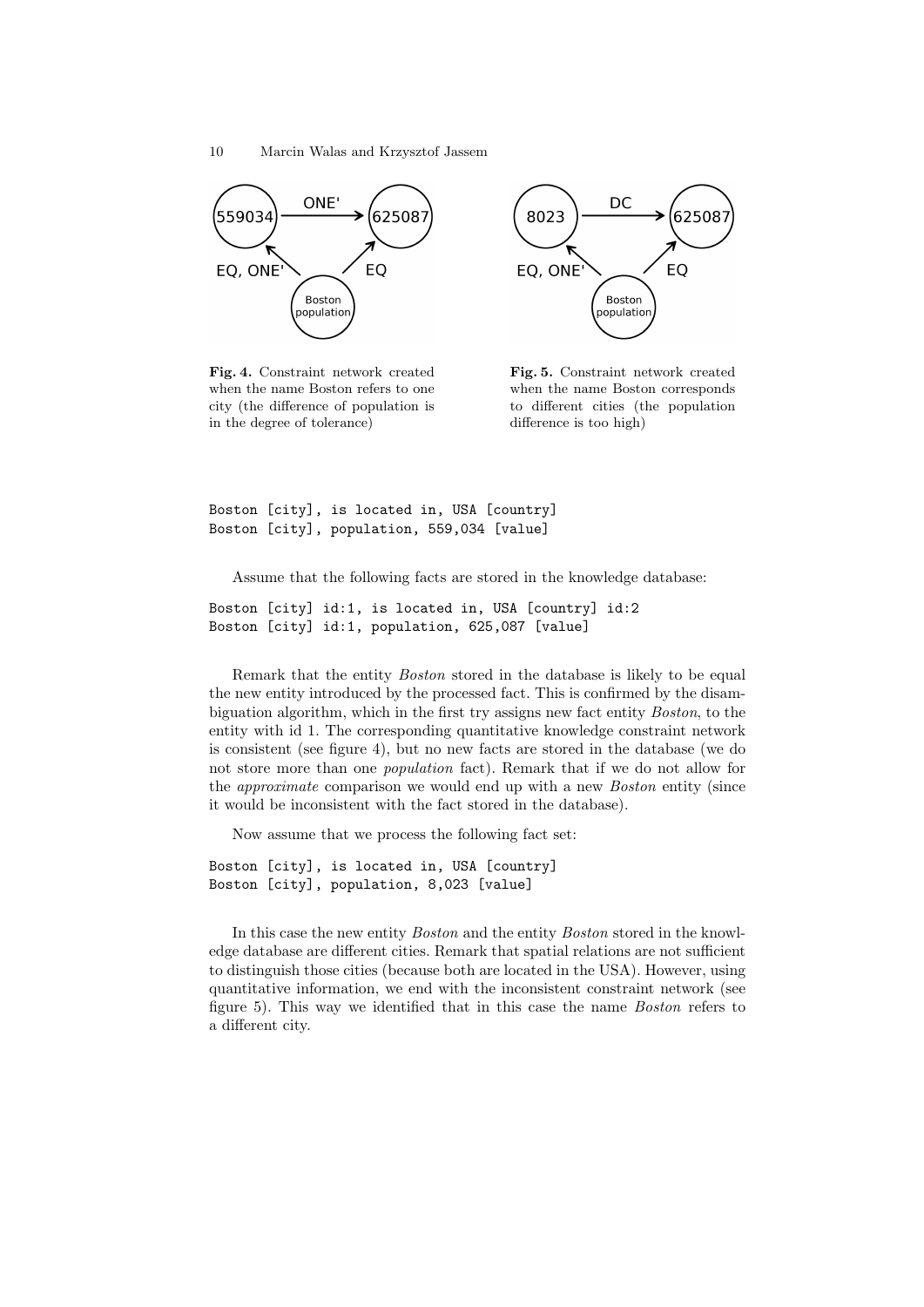Fig. 4. Constraint network created when the name Boston refers to one city (the difference of population is in the degree of tolerance)

Fig. 5. Constraint network created when the name Boston corresponds to different cities (the population difference is too high)

```
Boston [city], is located in, USA [country]
Boston [city], population, 559,034 [value]
```

Assume that the following facts are stored in the knowledge database:

```
Boston [city] id:1, is located in, USA [country] id:2
Boston [city] id:1, population, 625,087 [value]
```

Remark that the entity *Boston* stored in the database is likely to be equal the new entity introduced by the processed fact. This is confirmed by the disambiguation algorithm, which in the first try assigns new fact entity *Boston*, to the entity with id 1. The corresponding quantitative knowledge constraint network is consistent (see figure 4), but no new facts are stored in the database (we do not store more than one *population* fact). Remark that if we do not allow for the *approximate* comparison we would end up with a new *Boston* entity (since it would be inconsistent with the fact stored in the database).

Now assume that we process the following fact set:

```
Boston [city], is located in, USA [country]
Boston [city], population, 8,023 [value]
```

In this case the new entity *Boston* and the entity *Boston* stored in the knowledge database are different cities. Remark that spatial relations are not sufficient to distinguish those cities (because both are located in the USA). However, using quantitative information, we end with the inconsistent constraint network (see figure 5). This way we identified that in this case the name *Boston* refers to a different city.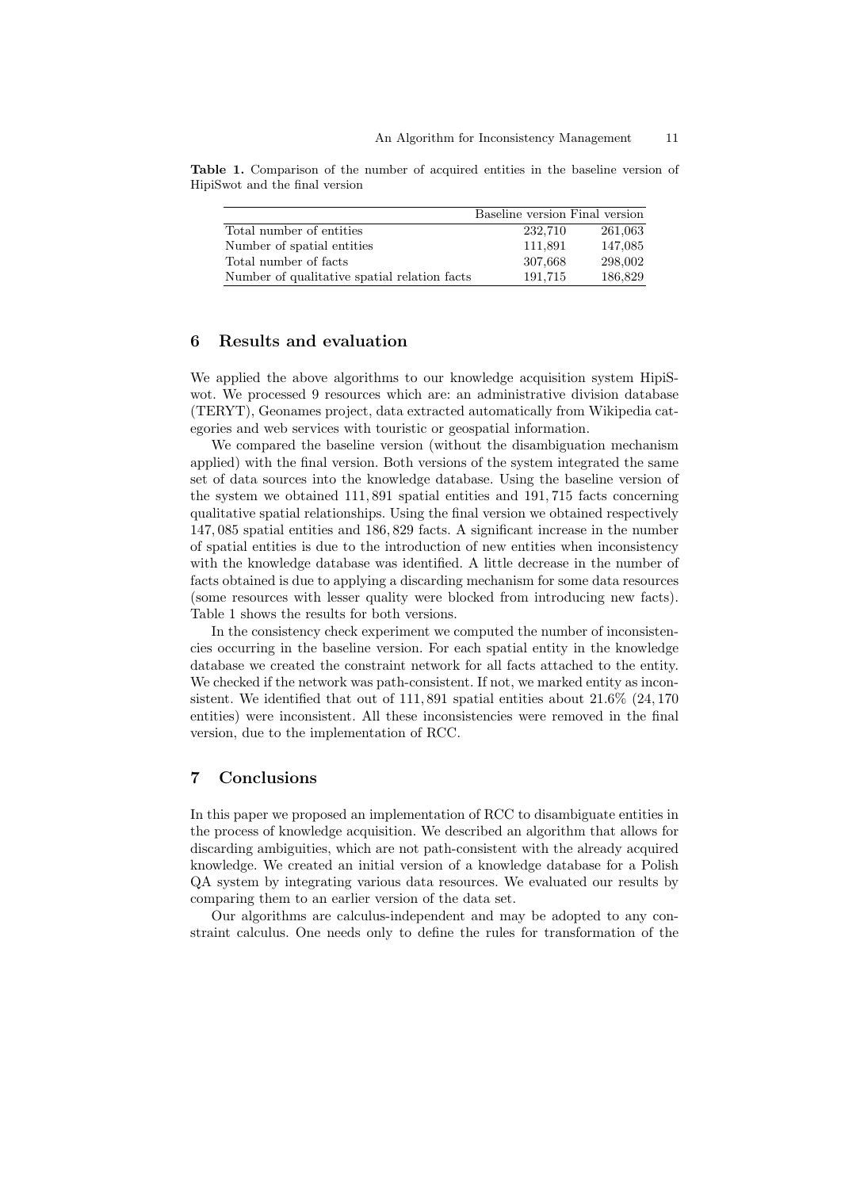**Table 1.** Comparison of the number of acquired entities in the baseline version of HipiSwot and the final version

| | Baseline version | Final version |
|---|---|---|
| Total number of entities | 232,710 | 261,063 |
| Number of spatial entities | 111,891 | 147,085 |
| Total number of facts | 307,668 | 298,002 |
| Number of qualitative spatial relation facts | 191,715 | 186,829 |

## 6 Results and evaluation

We applied the above algorithms to our knowledge acquisition system HipiSwot. We processed 9 resources which are: an administrative division database (TERYT), Geonames project, data extracted automatically from Wikipedia categories and web services with touristic or geospatial information.

We compared the baseline version (without the disambiguation mechanism applied) with the final version. Both versions of the system integrated the same set of data sources into the knowledge database. Using the baseline version of the system we obtained 111,891 spatial entities and 191,715 facts concerning qualitative spatial relationships. Using the final version we obtained respectively 147,085 spatial entities and 186,829 facts. A significant increase in the number of spatial entities is due to the introduction of new entities when inconsistency with the knowledge database was identified. A little decrease in the number of facts obtained is due to applying a discarding mechanism for some data resources (some resources with lesser quality were blocked from introducing new facts). Table 1 shows the results for both versions.

In the consistency check experiment we computed the number of inconsistencies occurring in the baseline version. For each spatial entity in the knowledge database we created the constraint network for all facts attached to the entity. We checked if the network was path-consistent. If not, we marked entity as inconsistent. We identified that out of 111,891 spatial entities about 21.6% (24,170 entities) were inconsistent. All these inconsistencies were removed in the final version, due to the implementation of RCC.

## 7 Conclusions

In this paper we proposed an implementation of RCC to disambiguate entities in the process of knowledge acquisition. We described an algorithm that allows for discarding ambiguities, which are not path-consistent with the already acquired knowledge. We created an initial version of a knowledge database for a Polish QA system by integrating various data resources. We evaluated our results by comparing them to an earlier version of the data set.

Our algorithms are calculus-independent and may be adopted to any constraint calculus. One needs only to define the rules for transformation of the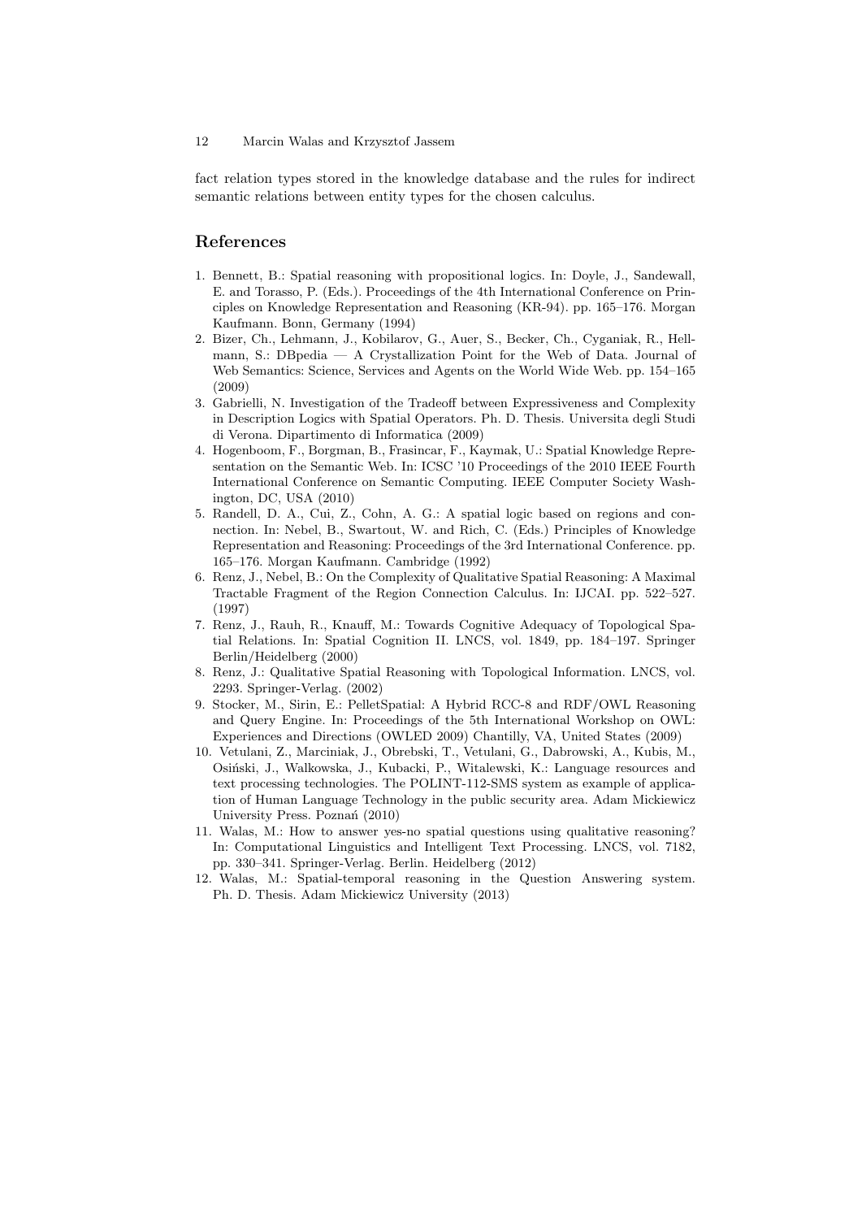fact relation types stored in the knowledge database and the rules for indirect semantic relations between entity types for the chosen calculus.

## References

1. Bennett, B.: Spatial reasoning with propositional logics. In: Doyle, J., Sandewall, E. and Torasso, P. (Eds.). Proceedings of the 4th International Conference on Principles on Knowledge Representation and Reasoning (KR-94). pp. 165–176. Morgan Kaufmann. Bonn, Germany (1994)
2. Bizer, Ch., Lehmann, J., Kobilarov, G., Auer, S., Becker, Ch., Cyganiak, R., Hellmann, S.: DBpedia — A Crystallization Point for the Web of Data. Journal of Web Semantics: Science, Services and Agents on the World Wide Web. pp. 154–165 (2009)
3. Gabrielli, N. Investigation of the Tradeoff between Expressiveness and Complexity in Description Logics with Spatial Operators. Ph. D. Thesis. Universita degli Studi di Verona. Dipartimento di Informatica (2009)
4. Hogenboom, F., Borgman, B., Frasincar, F., Kaymak, U.: Spatial Knowledge Representation on the Semantic Web. In: ICSC '10 Proceedings of the 2010 IEEE Fourth International Conference on Semantic Computing. IEEE Computer Society Washington, DC, USA (2010)
5. Randell, D. A., Cui, Z., Cohn, A. G.: A spatial logic based on regions and connection. In: Nebel, B., Swartout, W. and Rich, C. (Eds.) Principles of Knowledge Representation and Reasoning: Proceedings of the 3rd International Conference. pp. 165–176. Morgan Kaufmann. Cambridge (1992)
6. Renz, J., Nebel, B.: On the Complexity of Qualitative Spatial Reasoning: A Maximal Tractable Fragment of the Region Connection Calculus. In: IJCAI. pp. 522–527. (1997)
7. Renz, J., Rauh, R., Knauff, M.: Towards Cognitive Adequacy of Topological Spatial Relations. In: Spatial Cognition II. LNCS, vol. 1849, pp. 184–197. Springer Berlin/Heidelberg (2000)
8. Renz, J.: Qualitative Spatial Reasoning with Topological Information. LNCS, vol. 2293. Springer-Verlag. (2002)
9. Stocker, M., Sirin, E.: PelletSpatial: A Hybrid RCC-8 and RDF/OWL Reasoning and Query Engine. In: Proceedings of the 5th International Workshop on OWL: Experiences and Directions (OWLED 2009) Chantilly, VA, United States (2009)
10. Vetulani, Z., Marciniak, J., Obrebski, T., Vetulani, G., Dabrowski, A., Kubis, M., Osiński, J., Walkowska, J., Kubacki, P., Witalewski, K.: Language resources and text processing technologies. The POLINT-112-SMS system as example of application of Human Language Technology in the public security area. Adam Mickiewicz University Press. Poznań (2010)
11. Walas, M.: How to answer yes-no spatial questions using qualitative reasoning? In: Computational Linguistics and Intelligent Text Processing. LNCS, vol. 7182, pp. 330–341. Springer-Verlag. Berlin. Heidelberg (2012)
12. Walas, M.: Spatial-temporal reasoning in the Question Answering system. Ph. D. Thesis. Adam Mickiewicz University (2013)